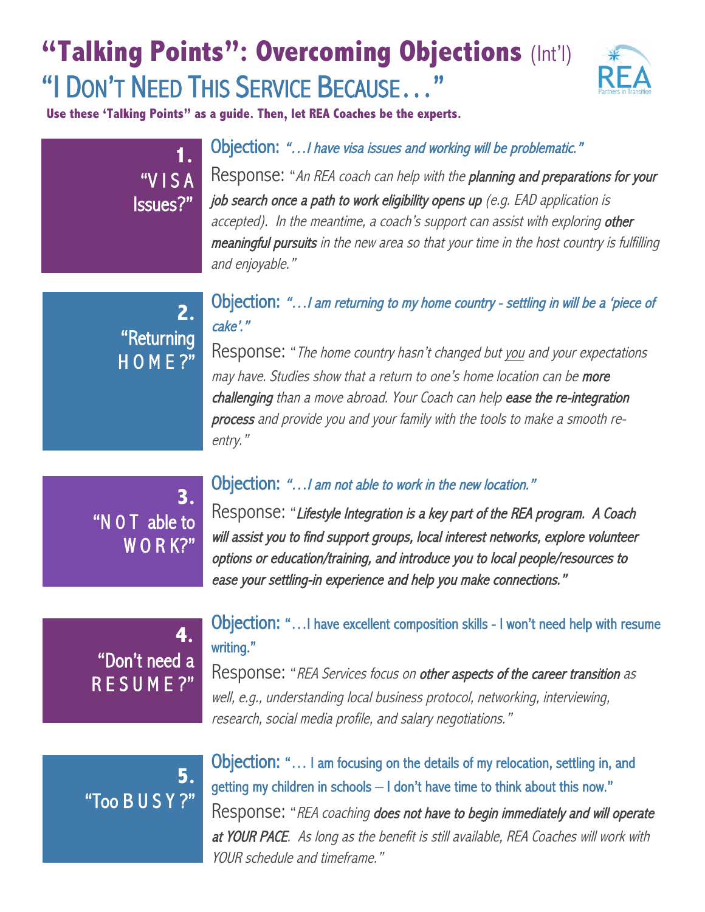# "Talking Points": Overcoming Objections (Int'l)

## "I Don't Need This Service Because…"

**Use these 'Talking Points" as a guide. Then, let REA Coaches be the experts.**

### 1. "VISA Issues?"

Objection: *"…I have visa issues and working will be problematic."*

Response: "*An REA coach can help with the **planning and preparations for your job search once a path to work eligibility opens up** (e.g. EAD application is accepted). In the meantime, a coach's support can assist with exploring **other meaningful pursuits** in the new area so that your time in the host country is fulfilling and enjoyable.*"

### 2. "Returning HOME?"

Objection: *"…I am returning to my home country - settling in will be a 'piece of cake'."*

Response: "*The home country hasn't changed but you and your expectations may have. Studies show that a return to one's home location can be **more challenging** than a move abroad. Your Coach can help **ease the re-integration process** and provide you and your family with the tools to make a smooth re-entry.*"

### 3. "NOT able to WORK?"

Objection: *"…I am not able to work in the new location."*

Response: "***Lifestyle Integration is a key part of the REA program. A Coach will assist you to find support groups, local interest networks, explore volunteer options or education/training, and introduce you to local people/resources to ease your settling-in experience and help you make connections.***"

### 4. "Don't need a RESUME?"

Objection: "…I have excellent composition skills - I won't need help with resume writing."

Response: "*REA Services focus on **other aspects of the career transition** as well, e.g., understanding local business protocol, networking, interviewing, research, social media profile, and salary negotiations.*"

### 5. "Too BUSY?"

Objection: "… I am focusing on the details of my relocation, settling in, and getting my children in schools – I don't have time to think about this now."

Response: "*REA coaching **does not have to begin immediately and will operate at YOUR PACE**. As long as the benefit is still available, REA Coaches will work with YOUR schedule and timeframe.*"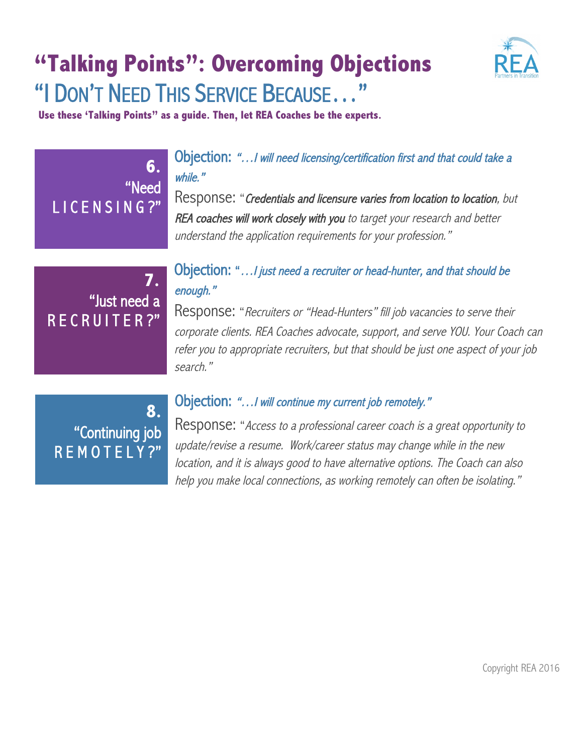# "Talking Points": Overcoming Objections

## "I Don't Need This Service Because…"

**Use these 'Talking Points" as a guide. Then, let REA Coaches be the experts.**

### 6. "Need LICENSING?"

**Objection:** *"…I will need licensing/certification first and that could take a while."*

**Response:** "***Credentials and licensure varies from location to location***, *but* ***REA coaches will work closely with you*** *to target your research and better understand the application requirements for your profession."*

### 7. "Just need a RECRUITER?"

**Objection:** *"…I just need a recruiter or head-hunter, and that should be enough."*

**Response:** "*Recruiters or "Head-Hunters" fill job vacancies to serve their corporate clients. REA Coaches advocate, support, and serve YOU. Your Coach can refer you to appropriate recruiters, but that should be just one aspect of your job search."*

### 8. "Continuing job REMOTELY?"

**Objection:** *"…I will continue my current job remotely."*

**Response:** "*Access to a professional career coach is a great opportunity to update/revise a resume. Work/career status may change while in the new location, and it is always good to have alternative options. The Coach can also help you make local connections, as working remotely can often be isolating."*

Copyright REA 2016